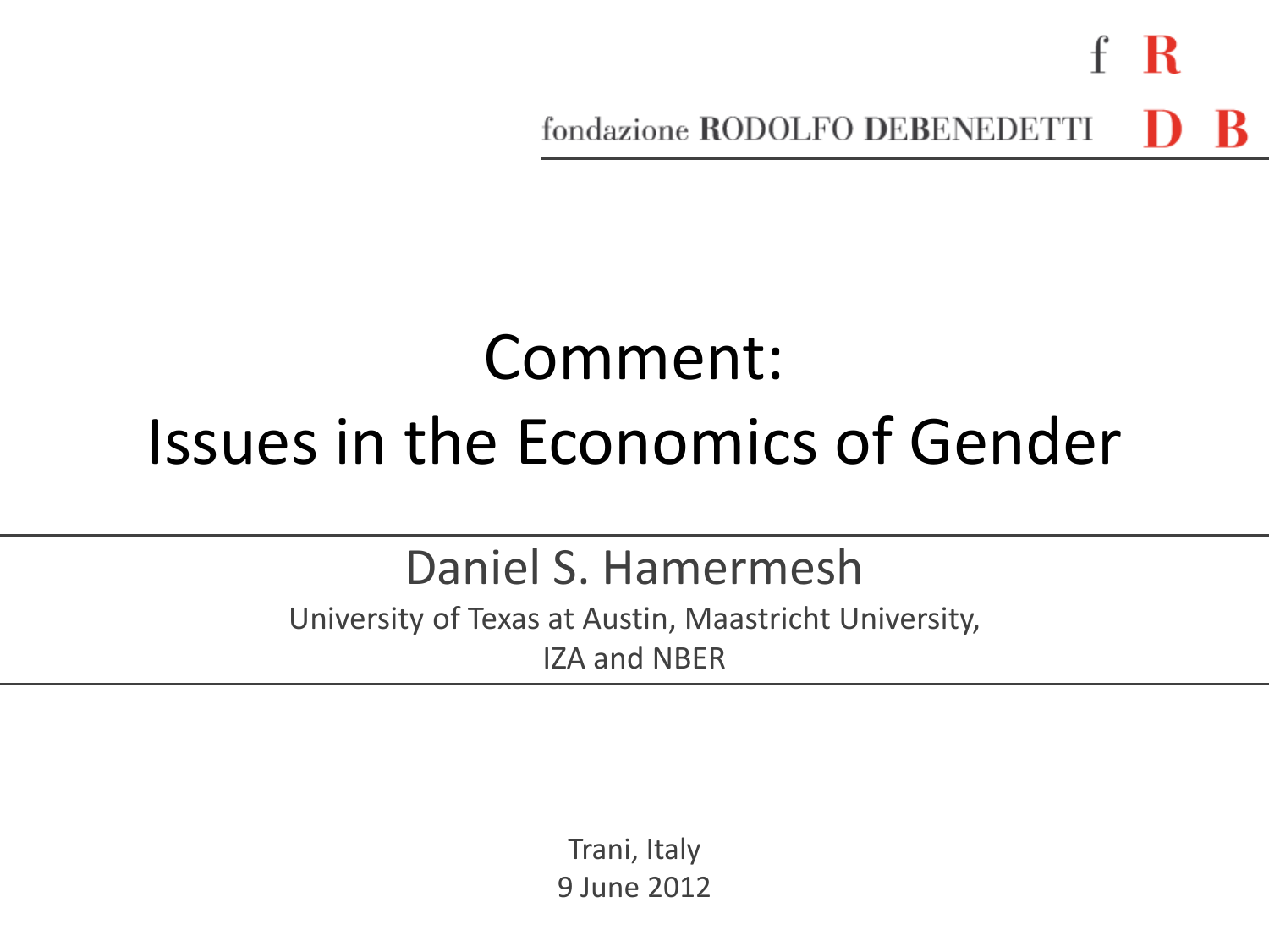fondazione RODOLFO DEBENEDETTI

# Comment:
# Issues in the Economics of Gender

Daniel S. Hamermesh

University of Texas at Austin, Maastricht University,
IZA and NBER

Trani, Italy
9 June 2012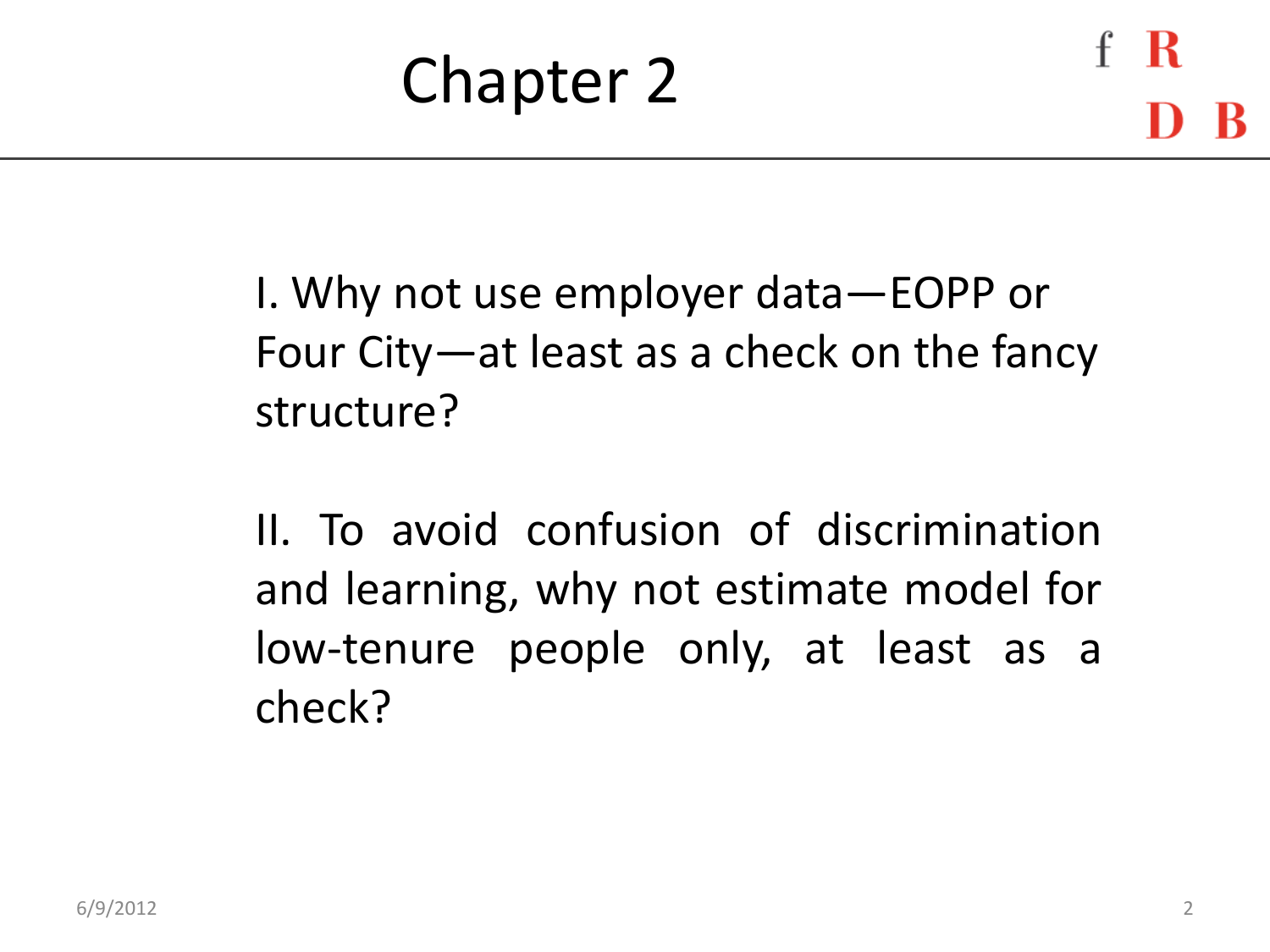# Chapter 2

I. Why not use employer data—EOPP or Four City—at least as a check on the fancy structure?

II. To avoid confusion of discrimination and learning, why not estimate model for low-tenure people only, at least as a check?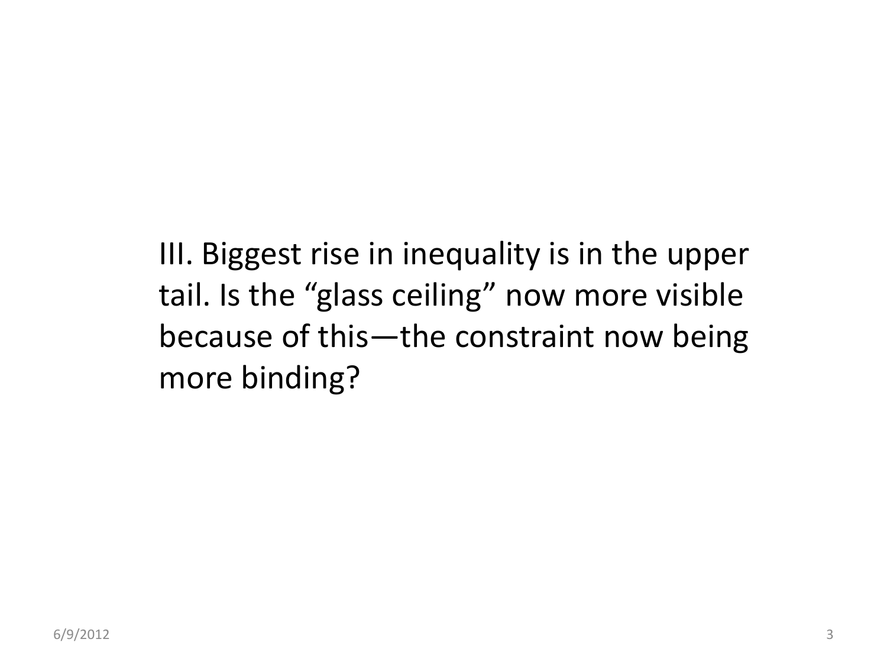III. Biggest rise in inequality is in the upper tail. Is the “glass ceiling” now more visible because of this—the constraint now being more binding?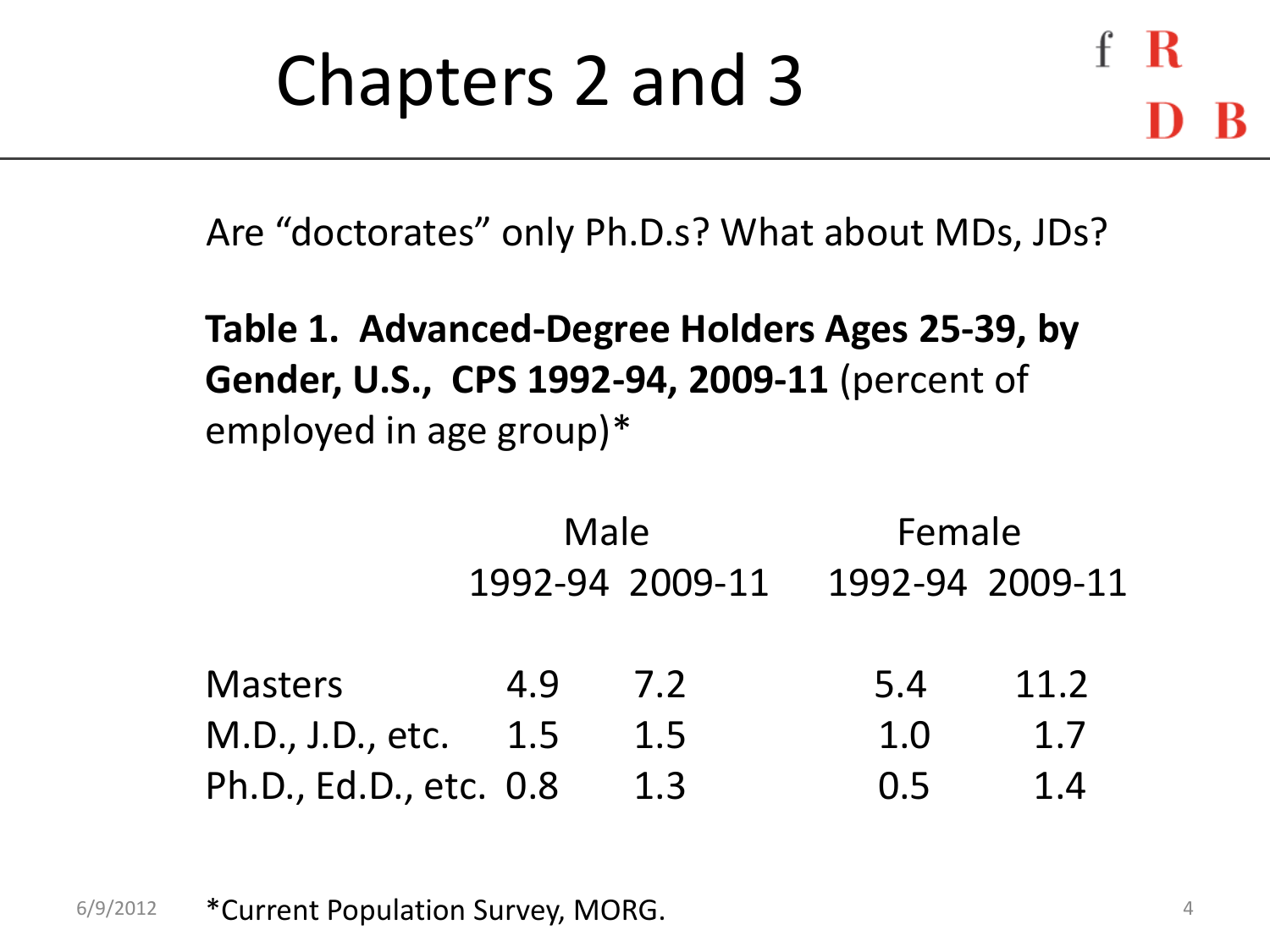# Chapters 2 and 3

Are "doctorates" only Ph.D.s? What about MDs, JDs?

**Table 1. Advanced-Degree Holders Ages 25-39, by Gender, U.S., CPS 1992-94, 2009-11** (percent of employed in age group)*

| | Male | | Female | |
|---|---|---|---|---|
| | 1992-94 | 2009-11 | 1992-94 | 2009-11 |
| Masters | 4.9 | 7.2 | 5.4 | 11.2 |
| M.D., J.D., etc. | 1.5 | 1.5 | 1.0 | 1.7 |
| Ph.D., Ed.D., etc. | 0.8 | 1.3 | 0.5 | 1.4 |

*Current Population Survey, MORG.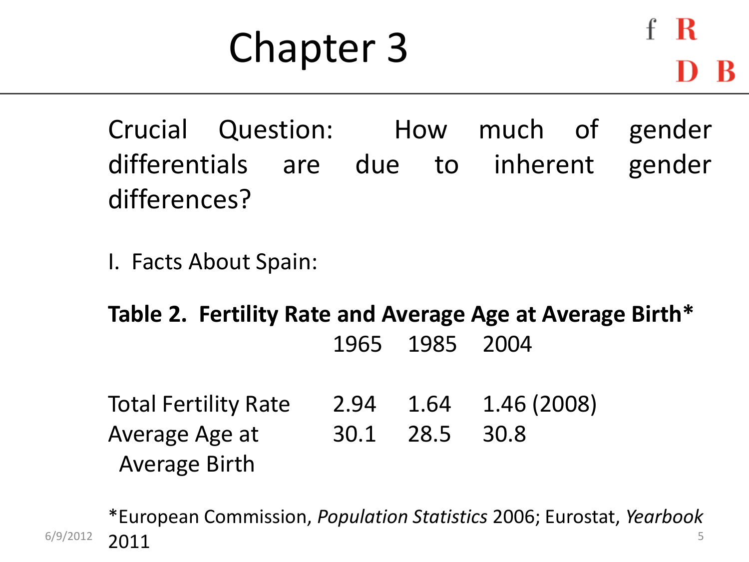# Chapter 3

Crucial Question: How much of gender differentials are due to inherent gender differences?

I. Facts About Spain:

**Table 2. Fertility Rate and Average Age at Average Birth***

| | 1965 | 1985 | 2004 |
|---|---|---|---|
| Total Fertility Rate | 2.94 | 1.64 | 1.46 (2008) |
| Average Age at Average Birth | 30.1 | 28.5 | 30.8 |

*European Commission, *Population Statistics* 2006; Eurostat, *Yearbook* 2011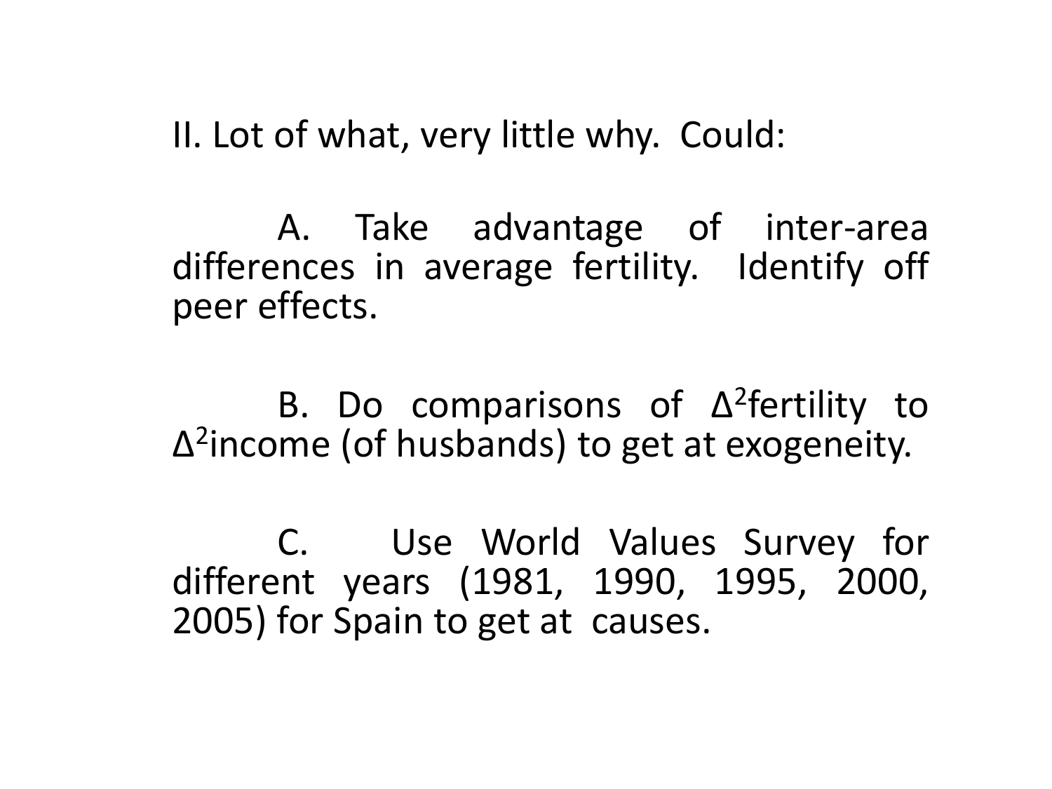II. Lot of what, very little why. Could:

A. Take advantage of inter-area differences in average fertility. Identify off peer effects.

B. Do comparisons of $\Delta^2$fertility to $\Delta^2$income (of husbands) to get at exogeneity.

C. Use World Values Survey for different years (1981, 1990, 1995, 2000, 2005) for Spain to get at causes.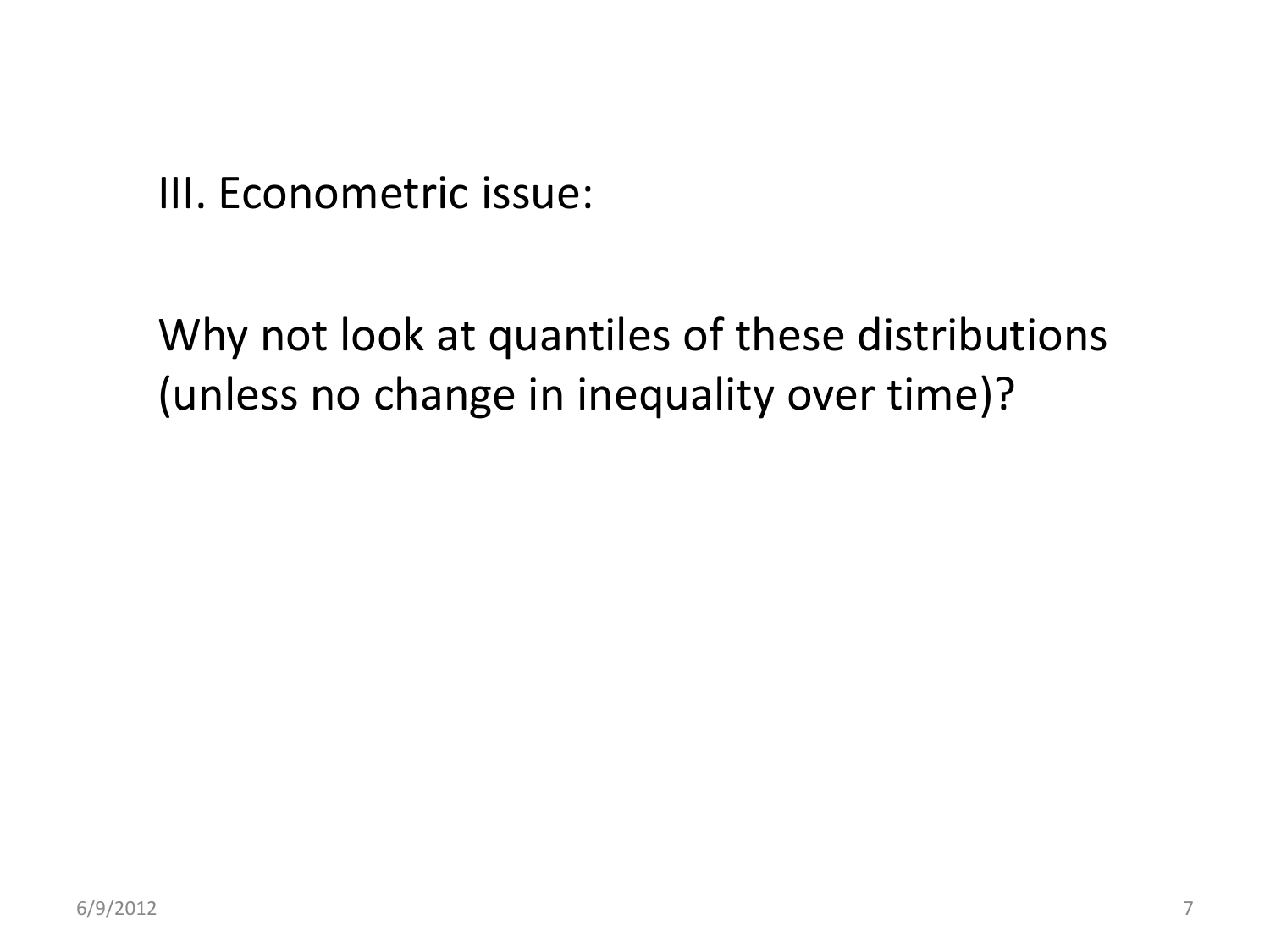III. Econometric issue:

Why not look at quantiles of these distributions (unless no change in inequality over time)?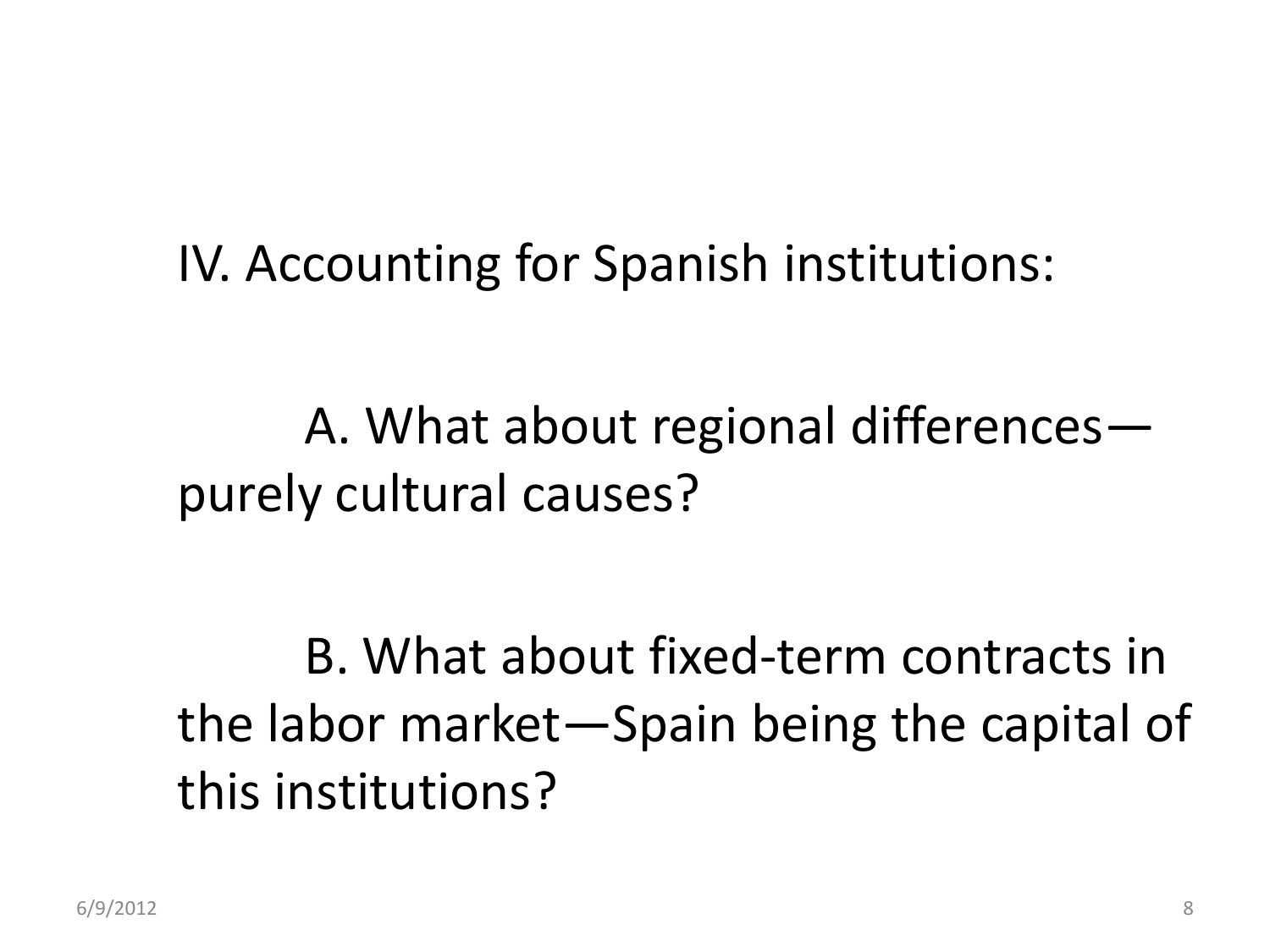IV. Accounting for Spanish institutions:

A. What about regional differences—purely cultural causes?

B. What about fixed-term contracts in the labor market—Spain being the capital of this institutions?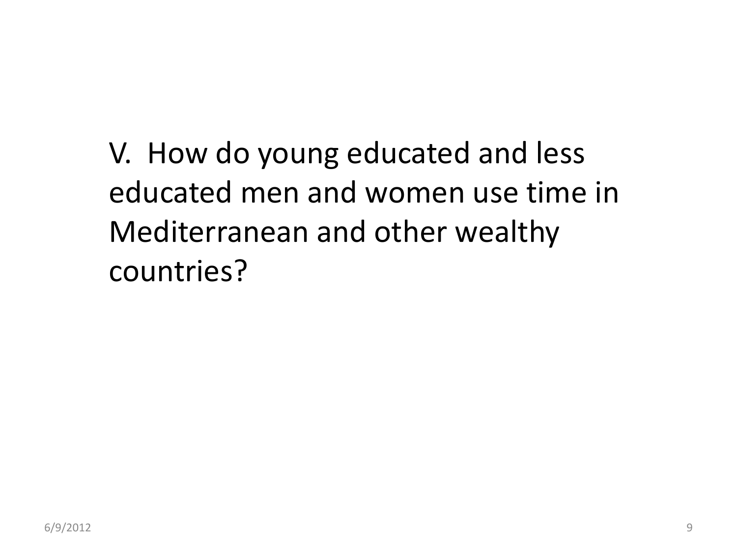V. How do young educated and less educated men and women use time in Mediterranean and other wealthy countries?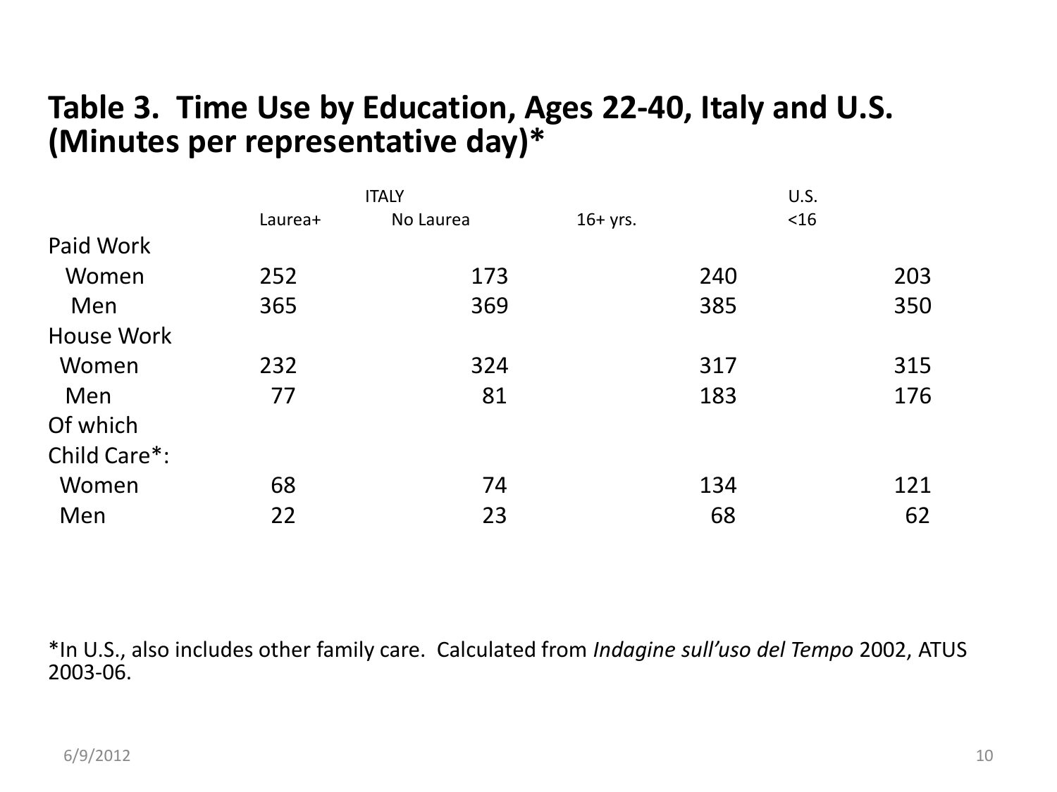# Table 3. Time Use by Education, Ages 22-40, Italy and U.S. (Minutes per representative day)*

| | ITALY | | U.S. | |
|---|---|---|---|---|
| | Laurea+ | No Laurea | 16+ yrs. | <16 |
| Paid Work | | | | |
| Women | 252 | 173 | 240 | 203 |
| Men | 365 | 369 | 385 | 350 |
| House Work | | | | |
| Women | 232 | 324 | 317 | 315 |
| Men | 77 | 81 | 183 | 176 |
| Of which Child Care*: | | | | |
| Women | 68 | 74 | 134 | 121 |
| Men | 22 | 23 | 68 | 62 |

*In U.S., also includes other family care. Calculated from *Indagine sull'uso del Tempo* 2002, ATUS 2003-06.

6/9/2012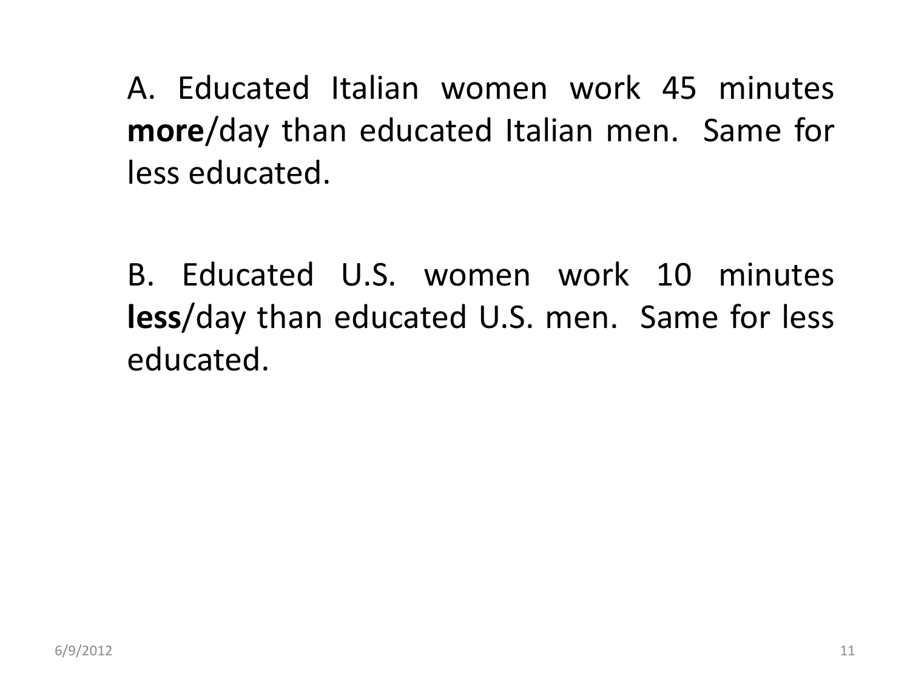A. Educated Italian women work 45 minutes **more**/day than educated Italian men. Same for less educated.

B. Educated U.S. women work 10 minutes **less**/day than educated U.S. men. Same for less educated.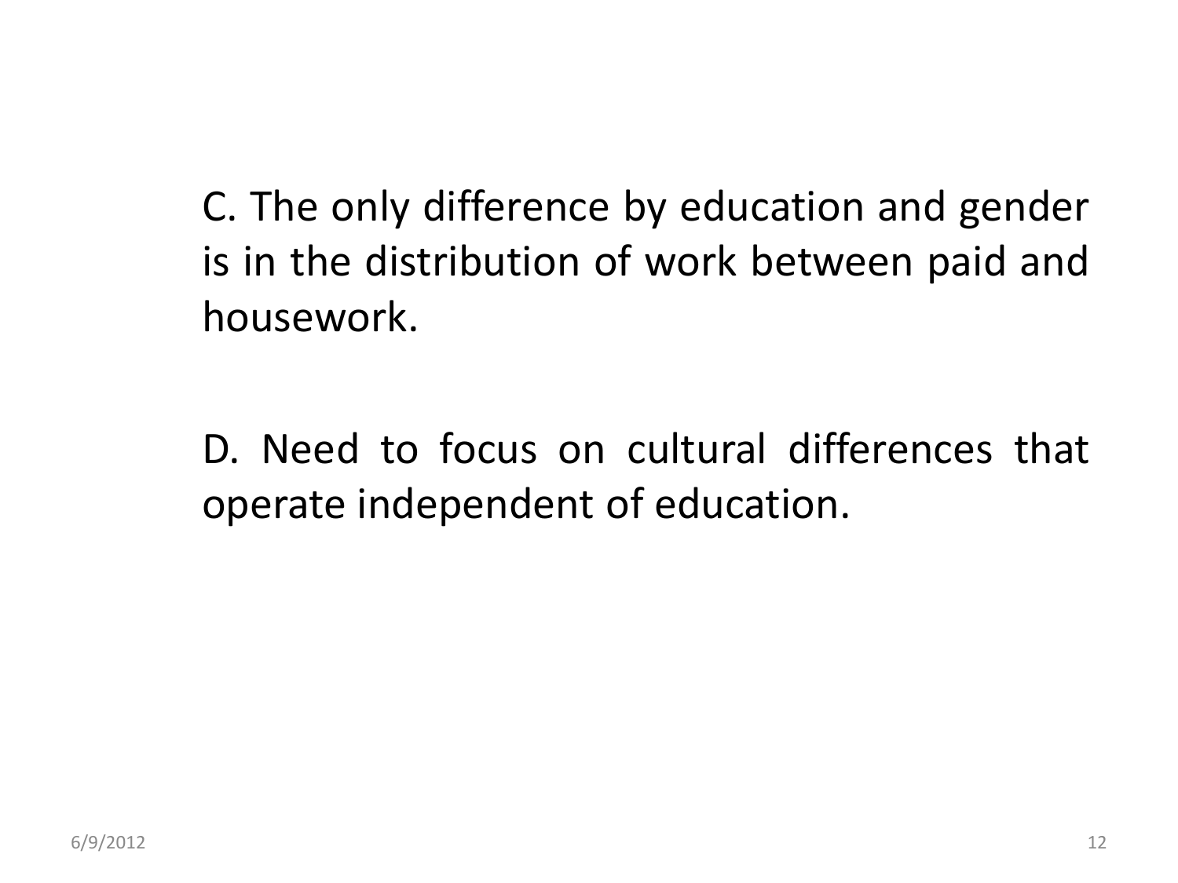C. The only difference by education and gender is in the distribution of work between paid and housework.

D. Need to focus on cultural differences that operate independent of education.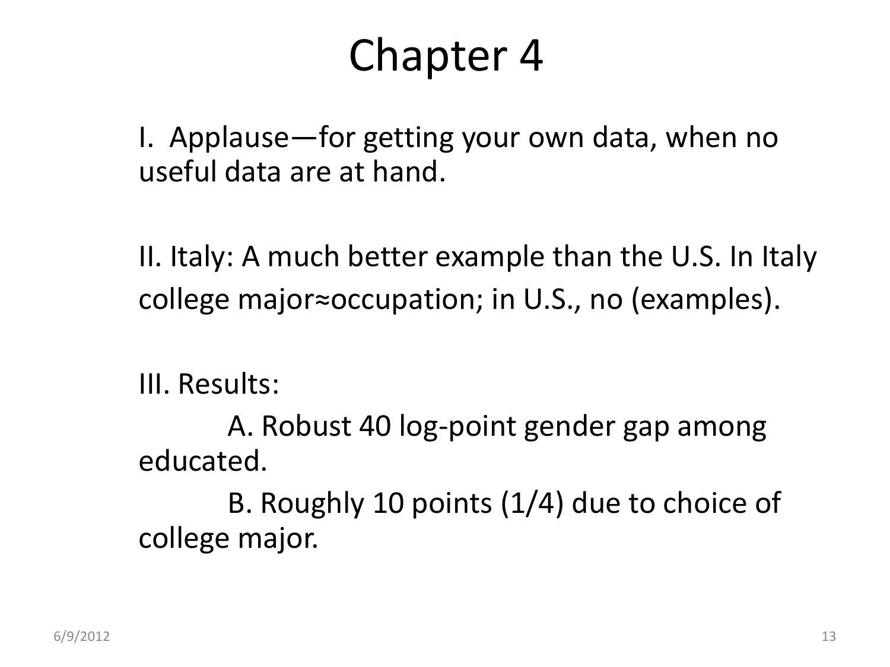# Chapter 4

I. Applause—for getting your own data, when no useful data are at hand.

II. Italy: A much better example than the U.S. In Italy college major≈occupation; in U.S., no (examples).

III. Results:

A. Robust 40 log-point gender gap among educated.

B. Roughly 10 points (1/4) due to choice of college major.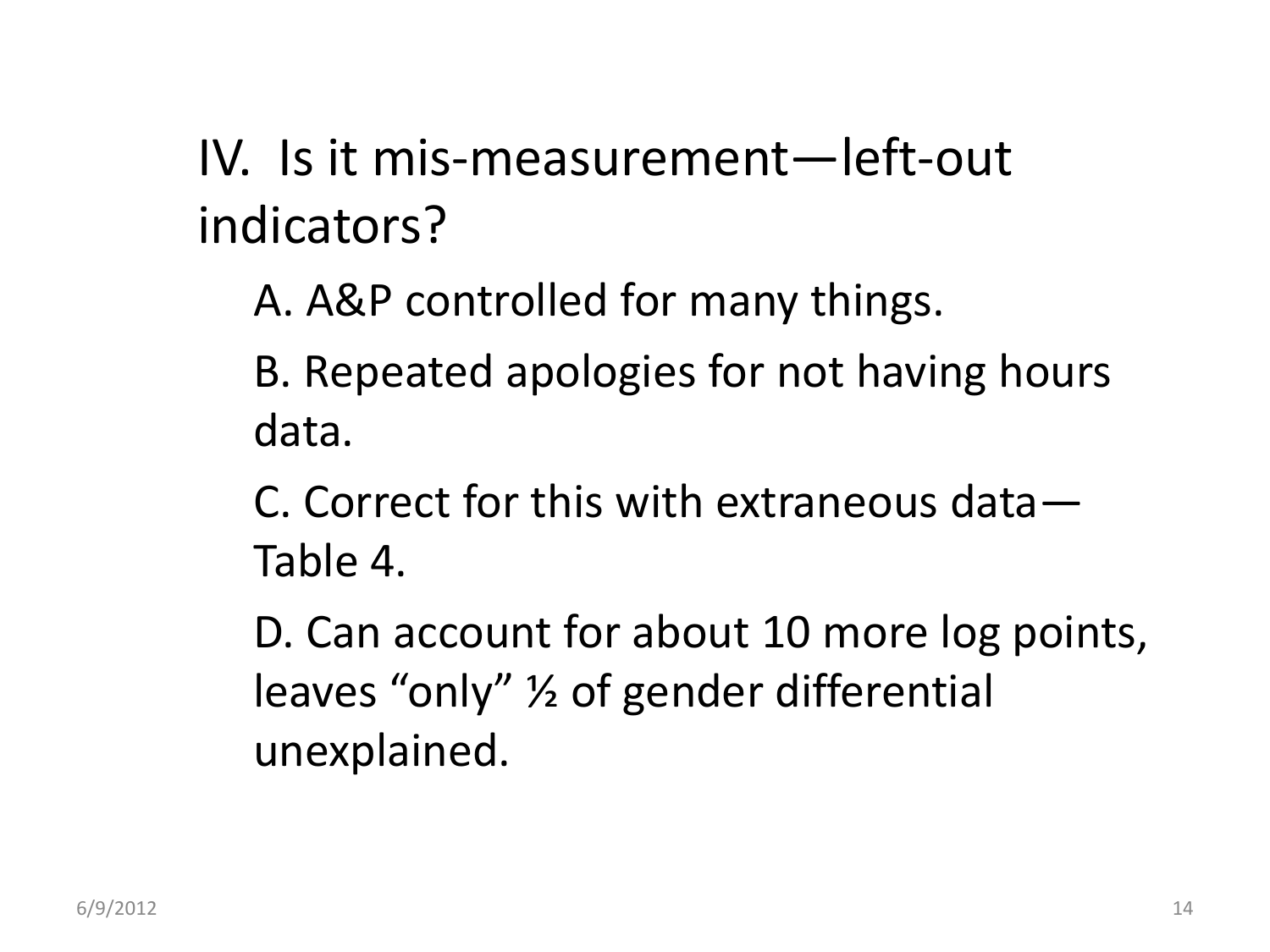## IV. Is it mis-measurement—left-out indicators?

A. A&P controlled for many things.

B. Repeated apologies for not having hours data.

C. Correct for this with extraneous data—Table 4.

D. Can account for about 10 more log points, leaves "only" ½ of gender differential unexplained.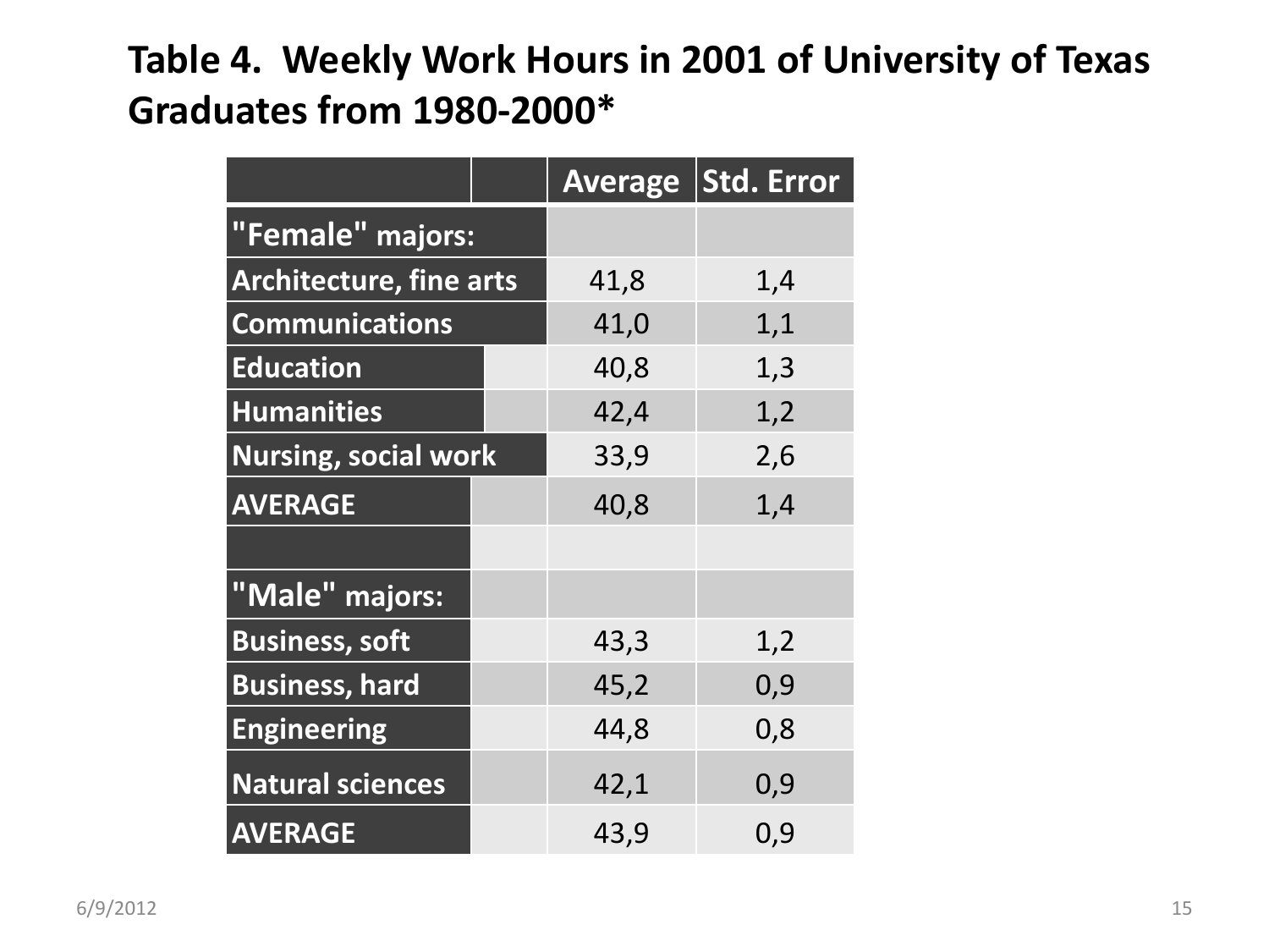# Table 4. Weekly Work Hours in 2001 of University of Texas Graduates from 1980-2000*

| | Average | Std. Error |
|---|---|---|
| **"Female" majors:** | | |
| **Architecture, fine arts** | 41,8 | 1,4 |
| **Communications** | 41,0 | 1,1 |
| **Education** | 40,8 | 1,3 |
| **Humanities** | 42,4 | 1,2 |
| **Nursing, social work** | 33,9 | 2,6 |
| **AVERAGE** | 40,8 | 1,4 |
| | | |
| **"Male" majors:** | | |
| **Business, soft** | 43,3 | 1,2 |
| **Business, hard** | 45,2 | 0,9 |
| **Engineering** | 44,8 | 0,8 |
| **Natural sciences** | 42,1 | 0,9 |
| **AVERAGE** | 43,9 | 0,9 |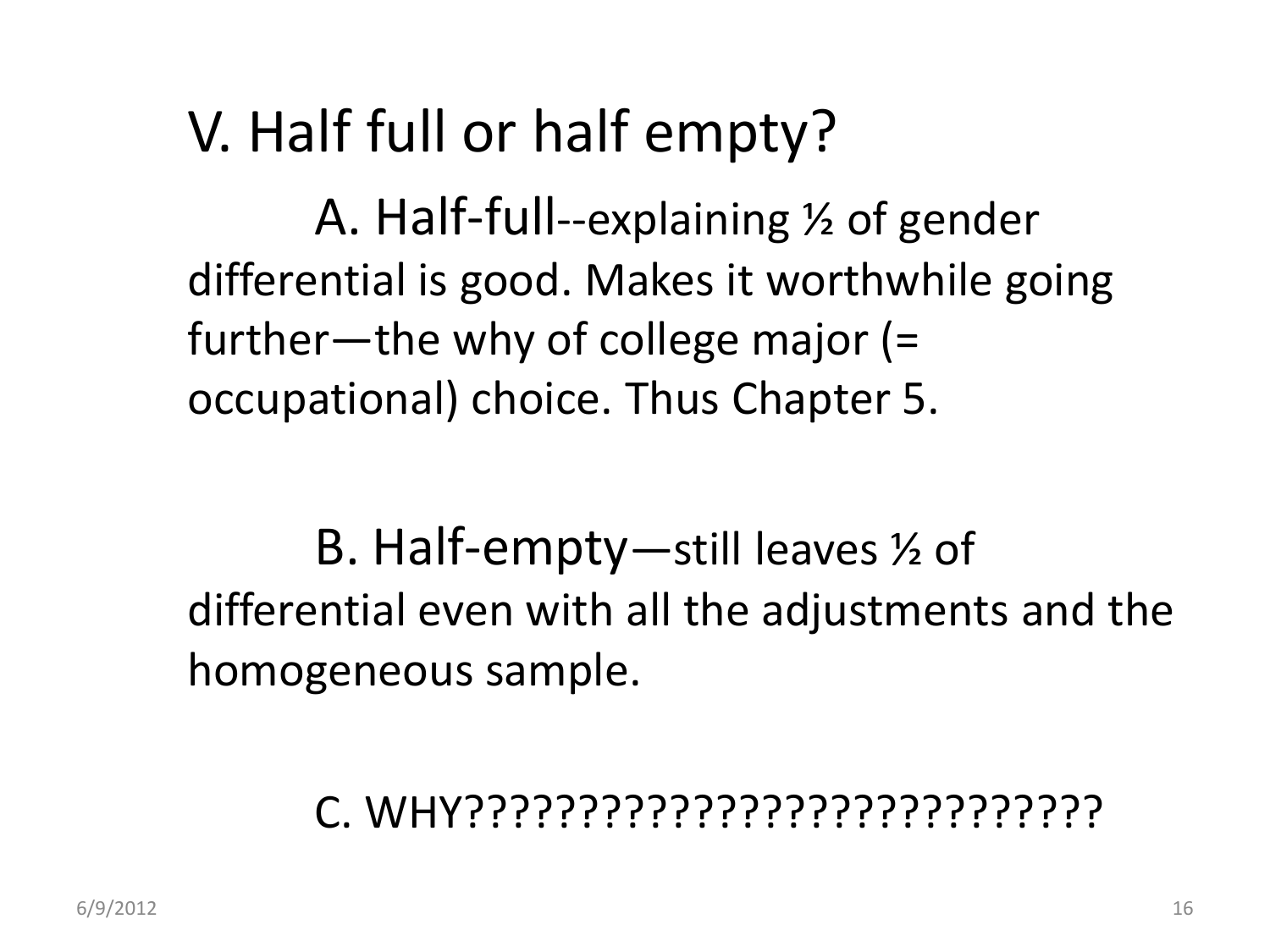# V. Half full or half empty?

A. Half-full--explaining ½ of gender differential is good. Makes it worthwhile going further—the why of college major (= occupational) choice. Thus Chapter 5.

B. Half-empty—still leaves ½ of differential even with all the adjustments and the homogeneous sample.

C. WHY?????????????????????????????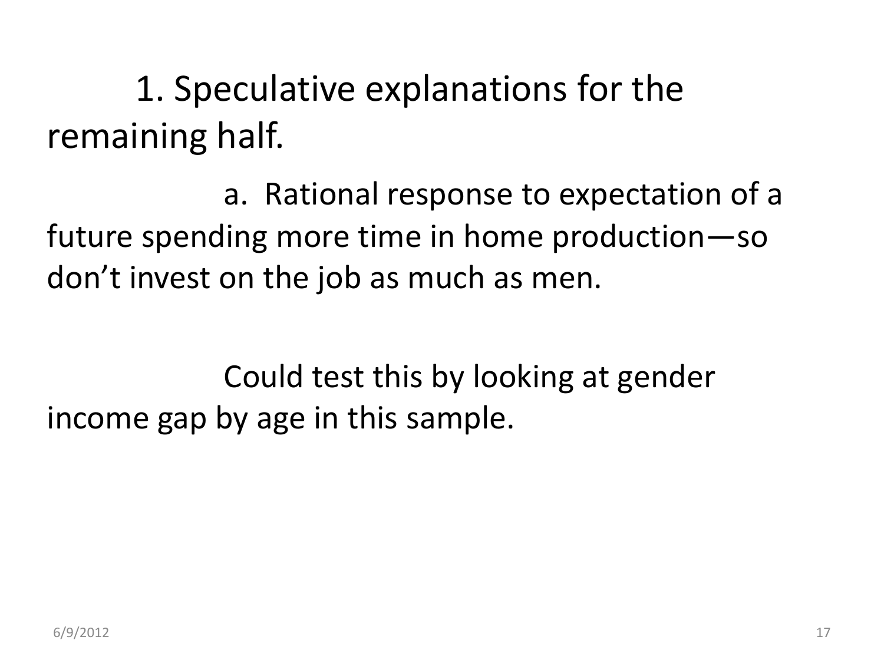1. Speculative explanations for the remaining half.

a. Rational response to expectation of a future spending more time in home production—so don't invest on the job as much as men.

Could test this by looking at gender income gap by age in this sample.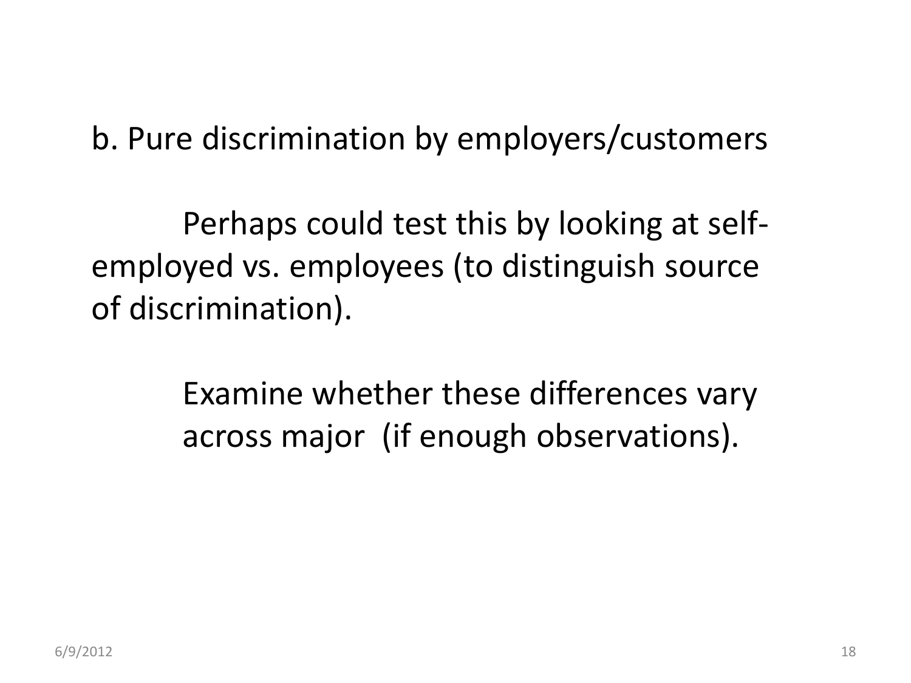b. Pure discrimination by employers/customers

Perhaps could test this by looking at self-employed vs. employees (to distinguish source of discrimination).

Examine whether these differences vary across major (if enough observations).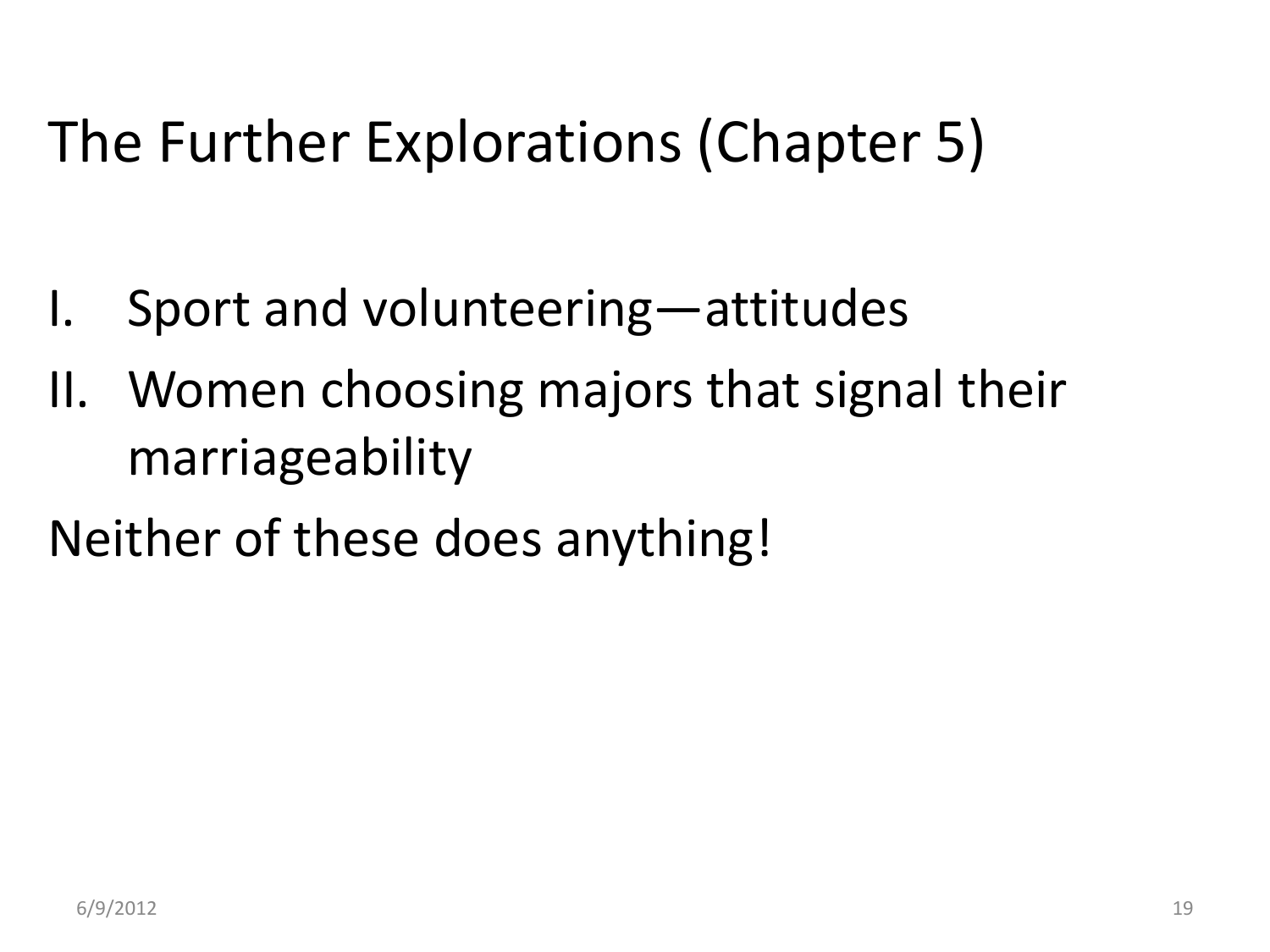# The Further Explorations (Chapter 5)

I. Sport and volunteering—attitudes
II. Women choosing majors that signal their marriageability

Neither of these does anything!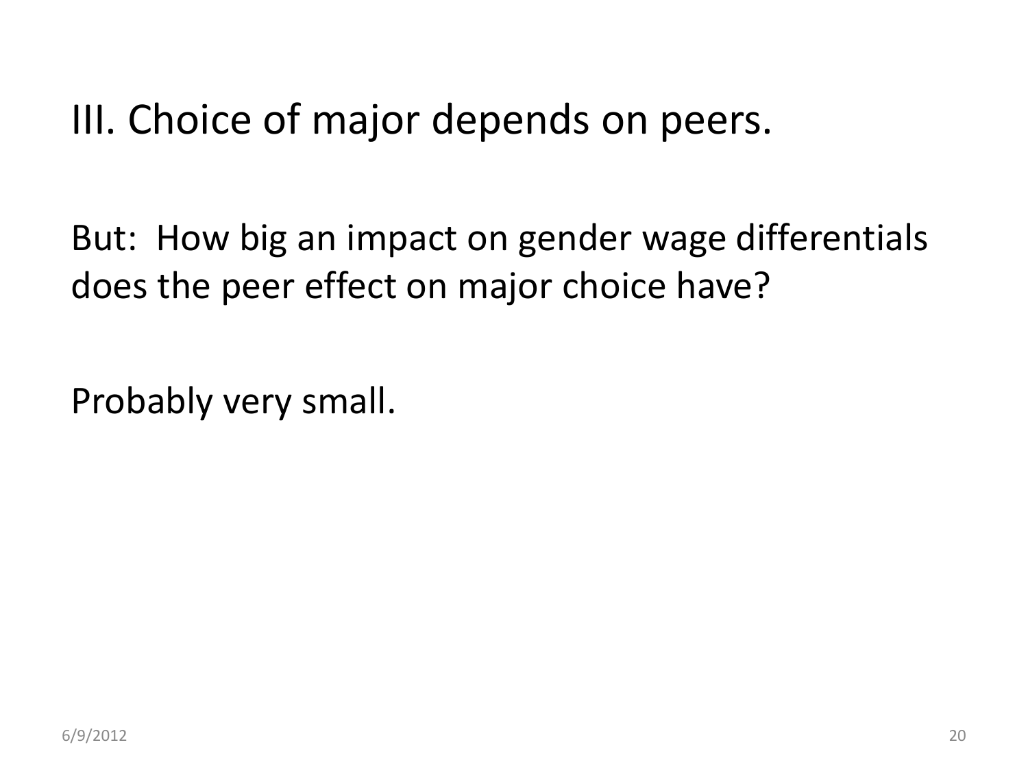# III. Choice of major depends on peers.

But: How big an impact on gender wage differentials does the peer effect on major choice have?

Probably very small.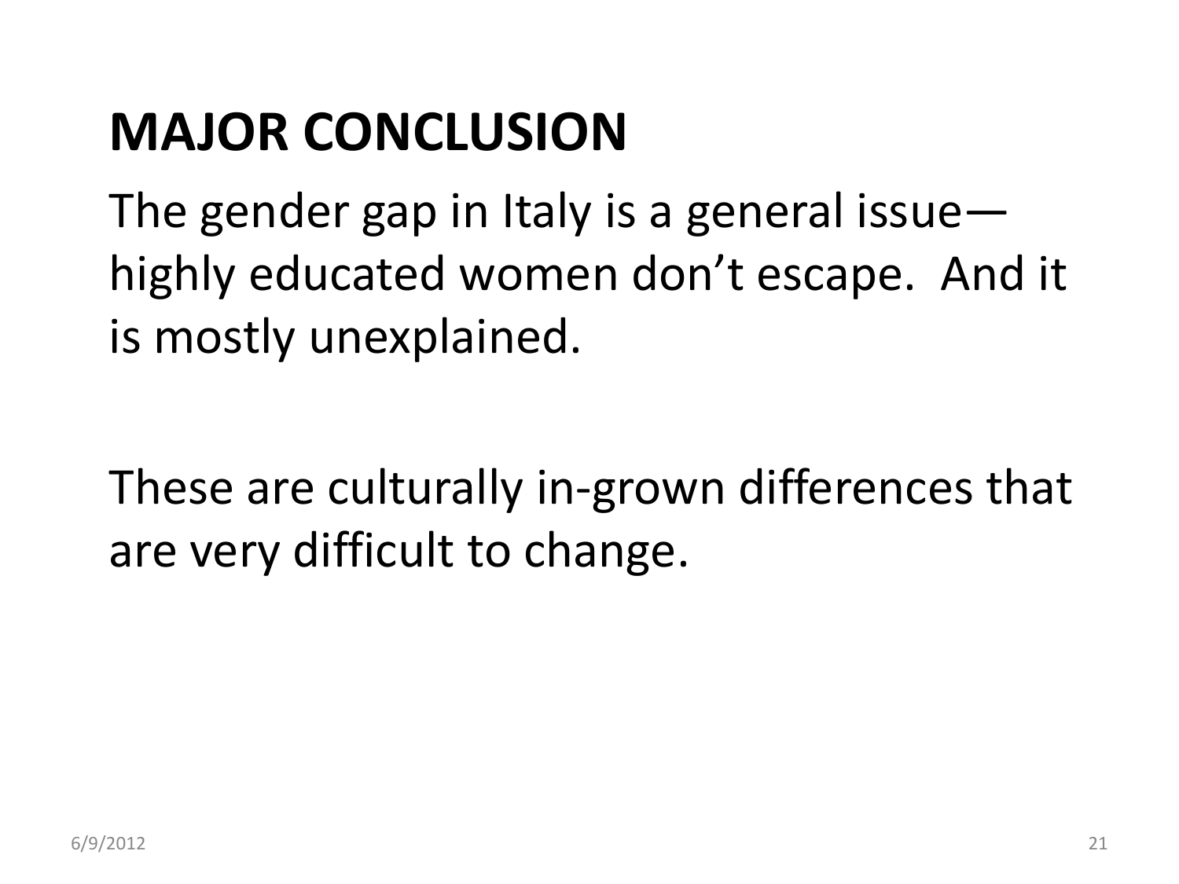# MAJOR CONCLUSION

The gender gap in Italy is a general issue—highly educated women don't escape. And it is mostly unexplained.

These are culturally in-grown differences that are very difficult to change.